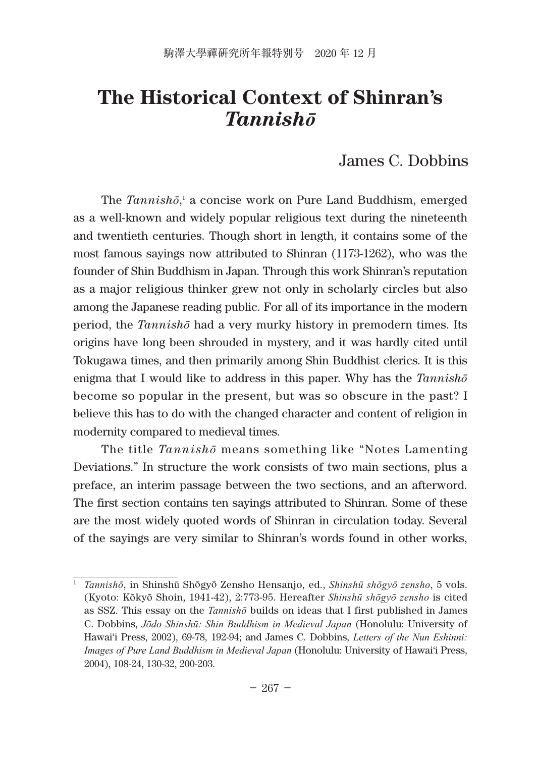# The Historical Context of Shinran's *Tannishō*

James C. Dobbins

The *Tannishō*,[1] a concise work on Pure Land Buddhism, emerged as a well-known and widely popular religious text during the nineteenth and twentieth centuries. Though short in length, it contains some of the most famous sayings now attributed to Shinran (1173-1262), who was the founder of Shin Buddhism in Japan. Through this work Shinran's reputation as a major religious thinker grew not only in scholarly circles but also among the Japanese reading public. For all of its importance in the modern period, the *Tannishō* had a very murky history in premodern times. Its origins have long been shrouded in mystery, and it was hardly cited until Tokugawa times, and then primarily among Shin Buddhist clerics. It is this enigma that I would like to address in this paper. Why has the *Tannishō* become so popular in the present, but was so obscure in the past? I believe this has to do with the changed character and content of religion in modernity compared to medieval times.

The title *Tannishō* means something like "Notes Lamenting Deviations." In structure the work consists of two main sections, plus a preface, an interim passage between the two sections, and an afterword. The first section contains ten sayings attributed to Shinran. Some of these are the most widely quoted words of Shinran in circulation today. Several of the sayings are very similar to Shinran's words found in other works,

---

[1] *Tannishō*, in Shinshū Shōgyō Zensho Hensanjo, ed., *Shinshū shōgyō zensho*, 5 vols. (Kyoto: Kōkyō Shoin, 1941-42), 2:773-95. Hereafter *Shinshū shōgyō zensho* is cited as SSZ. This essay on the *Tannishō* builds on ideas that I first published in James C. Dobbins, *Jōdo Shinshū: Shin Buddhism in Medieval Japan* (Honolulu: University of Hawai'i Press, 2002), 69-78, 192-94; and James C. Dobbins, *Letters of the Nun Eshinni: Images of Pure Land Buddhism in Medieval Japan* (Honolulu: University of Hawai'i Press, 2004), 108-24, 130-32, 200-203.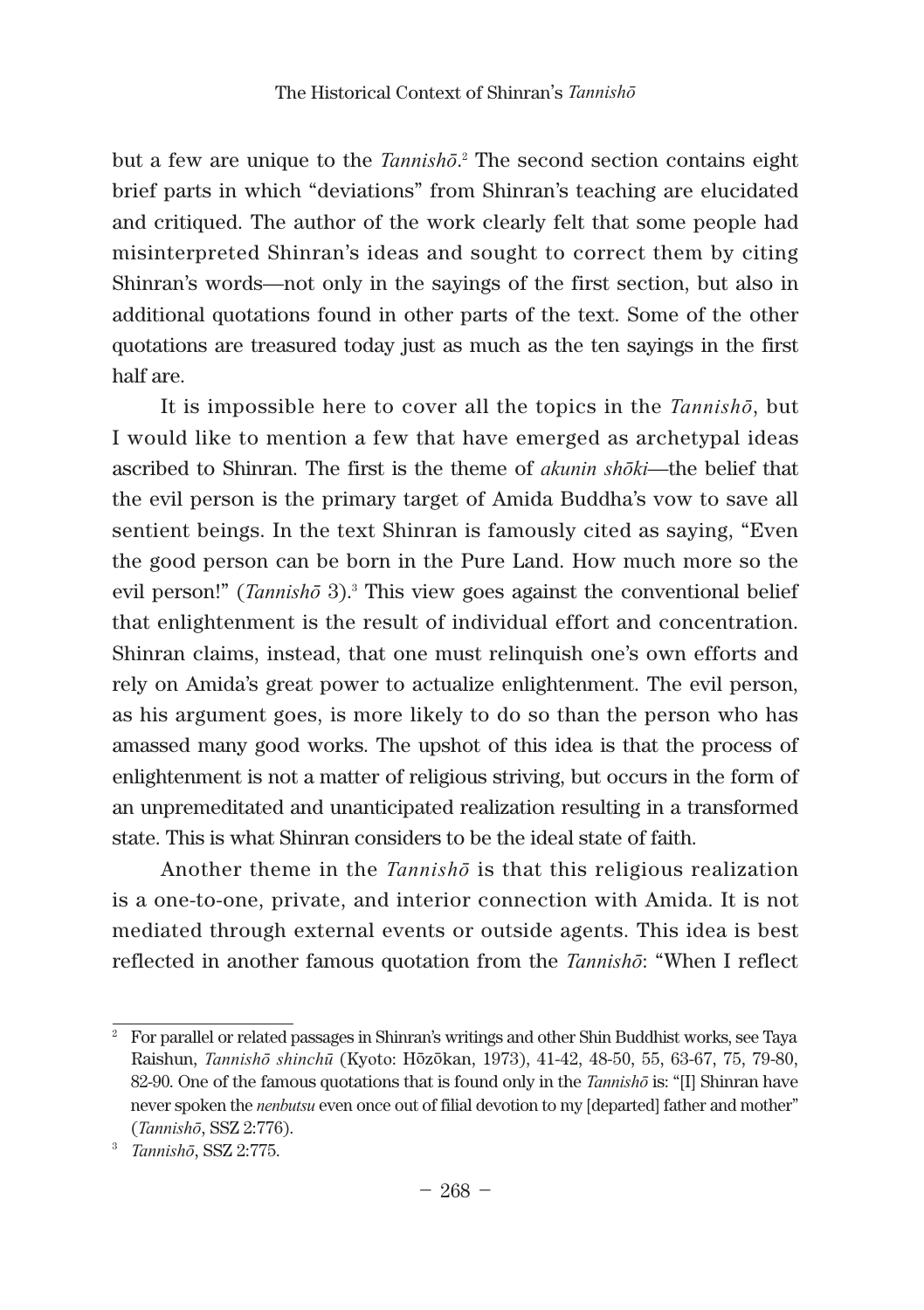but a few are unique to the *Tannishō*.[2] The second section contains eight brief parts in which "deviations" from Shinran's teaching are elucidated and critiqued. The author of the work clearly felt that some people had misinterpreted Shinran's ideas and sought to correct them by citing Shinran's words—not only in the sayings of the first section, but also in additional quotations found in other parts of the text. Some of the other quotations are treasured today just as much as the ten sayings in the first half are.

It is impossible here to cover all the topics in the *Tannishō*, but I would like to mention a few that have emerged as archetypal ideas ascribed to Shinran. The first is the theme of *akunin shōki*—the belief that the evil person is the primary target of Amida Buddha's vow to save all sentient beings. In the text Shinran is famously cited as saying, "Even the good person can be born in the Pure Land. How much more so the evil person!" (*Tannishō* 3).[3] This view goes against the conventional belief that enlightenment is the result of individual effort and concentration. Shinran claims, instead, that one must relinquish one's own efforts and rely on Amida's great power to actualize enlightenment. The evil person, as his argument goes, is more likely to do so than the person who has amassed many good works. The upshot of this idea is that the process of enlightenment is not a matter of religious striving, but occurs in the form of an unpremeditated and unanticipated realization resulting in a transformed state. This is what Shinran considers to be the ideal state of faith.

Another theme in the *Tannishō* is that this religious realization is a one-to-one, private, and interior connection with Amida. It is not mediated through external events or outside agents. This idea is best reflected in another famous quotation from the *Tannishō*: "When I reflect

---

[2] For parallel or related passages in Shinran's writings and other Shin Buddhist works, see Taya Raishun, *Tannishō shinchū* (Kyoto: Hōzōkan, 1973), 41-42, 48-50, 55, 63-67, 75, 79-80, 82-90. One of the famous quotations that is found only in the *Tannishō* is: "[I] Shinran have never spoken the *nenbutsu* even once out of filial devotion to my [departed] father and mother" (*Tannishō*, SSZ 2:776).

[3] *Tannishō*, SSZ 2:775.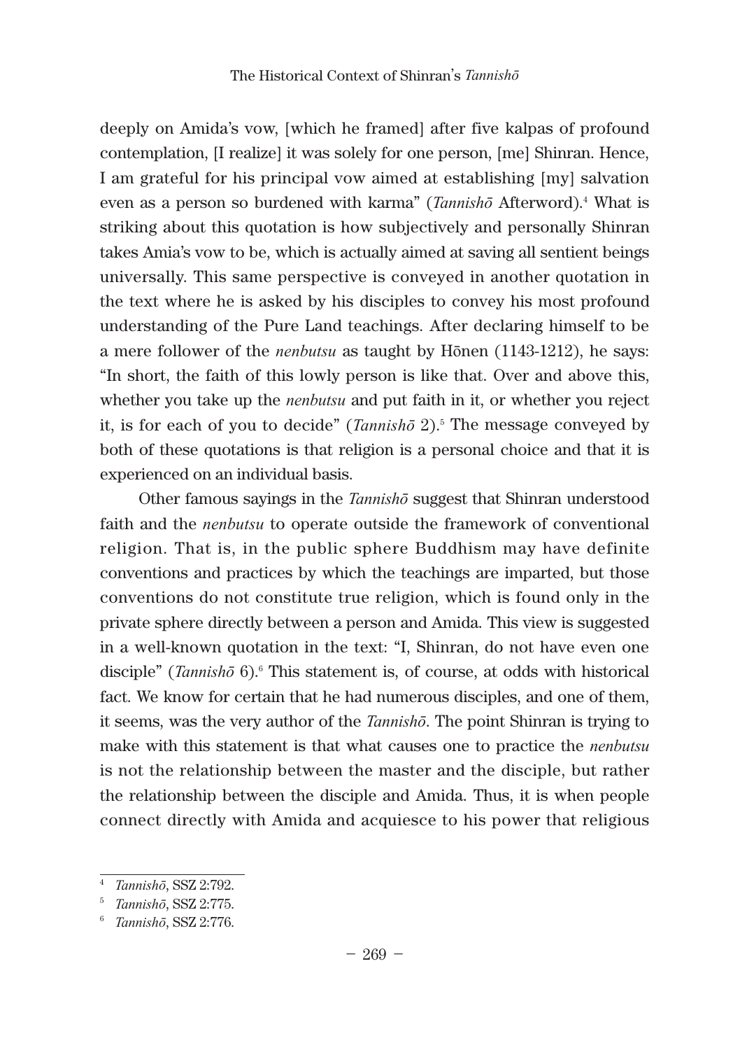deeply on Amida's vow, [which he framed] after five kalpas of profound contemplation, [I realize] it was solely for one person, [me] Shinran. Hence, I am grateful for his principal vow aimed at establishing [my] salvation even as a person so burdened with karma" (*Tannishō* Afterword).[4] What is striking about this quotation is how subjectively and personally Shinran takes Amia's vow to be, which is actually aimed at saving all sentient beings universally. This same perspective is conveyed in another quotation in the text where he is asked by his disciples to convey his most profound understanding of the Pure Land teachings. After declaring himself to be a mere follower of the *nenbutsu* as taught by Hōnen (1143-1212), he says: "In short, the faith of this lowly person is like that. Over and above this, whether you take up the *nenbutsu* and put faith in it, or whether you reject it, is for each of you to decide" (*Tannishō* 2).[5] The message conveyed by both of these quotations is that religion is a personal choice and that it is experienced on an individual basis.

Other famous sayings in the *Tannishō* suggest that Shinran understood faith and the *nenbutsu* to operate outside the framework of conventional religion. That is, in the public sphere Buddhism may have definite conventions and practices by which the teachings are imparted, but those conventions do not constitute true religion, which is found only in the private sphere directly between a person and Amida. This view is suggested in a well-known quotation in the text: "I, Shinran, do not have even one disciple" (*Tannishō* 6).[6] This statement is, of course, at odds with historical fact. We know for certain that he had numerous disciples, and one of them, it seems, was the very author of the *Tannishō*. The point Shinran is trying to make with this statement is that what causes one to practice the *nenbutsu* is not the relationship between the master and the disciple, but rather the relationship between the disciple and Amida. Thus, it is when people connect directly with Amida and acquiesce to his power that religious

---

[4] *Tannishō*, SSZ 2:792.

[5] *Tannishō*, SSZ 2:775.

[6] *Tannishō*, SSZ 2:776.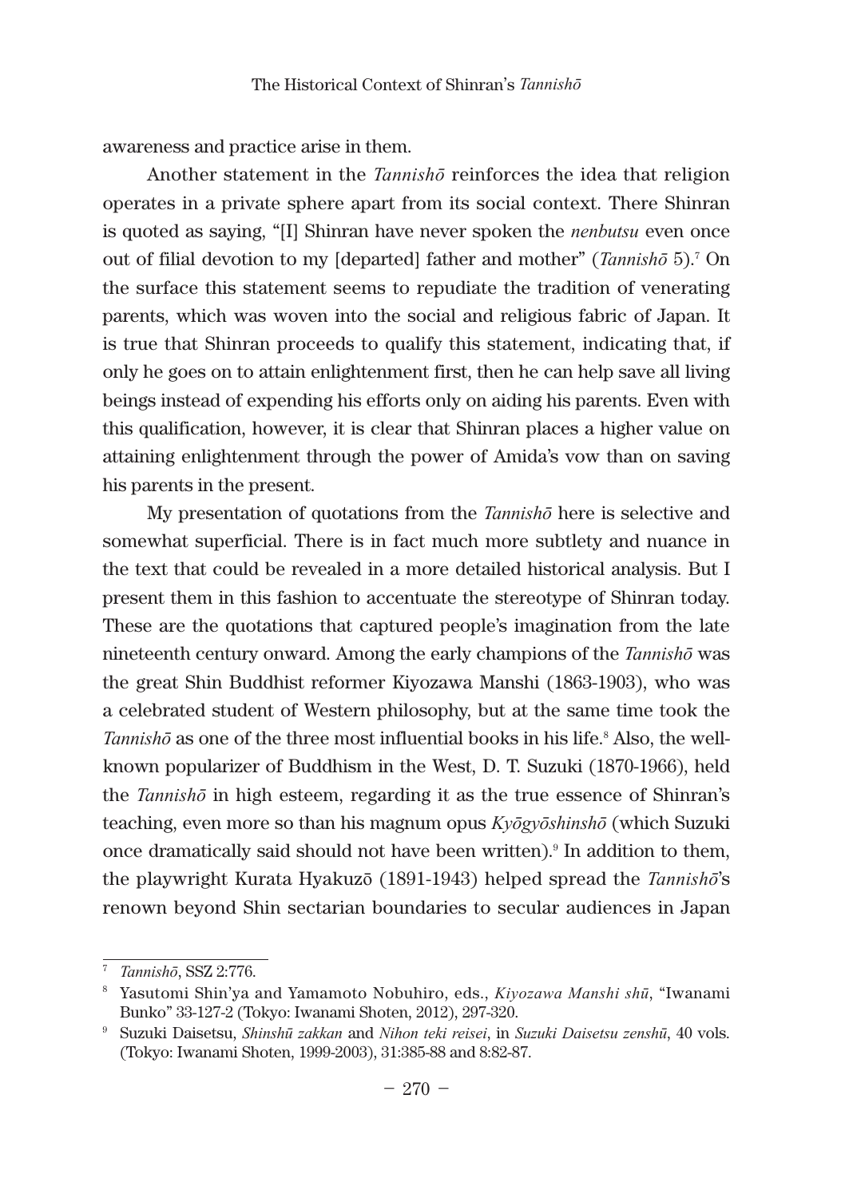awareness and practice arise in them.

Another statement in the *Tannishō* reinforces the idea that religion operates in a private sphere apart from its social context. There Shinran is quoted as saying, "[I] Shinran have never spoken the *nenbutsu* even once out of filial devotion to my [departed] father and mother" (*Tannishō* 5).[7] On the surface this statement seems to repudiate the tradition of venerating parents, which was woven into the social and religious fabric of Japan. It is true that Shinran proceeds to qualify this statement, indicating that, if only he goes on to attain enlightenment first, then he can help save all living beings instead of expending his efforts only on aiding his parents. Even with this qualification, however, it is clear that Shinran places a higher value on attaining enlightenment through the power of Amida's vow than on saving his parents in the present.

My presentation of quotations from the *Tannishō* here is selective and somewhat superficial. There is in fact much more subtlety and nuance in the text that could be revealed in a more detailed historical analysis. But I present them in this fashion to accentuate the stereotype of Shinran today. These are the quotations that captured people's imagination from the late nineteenth century onward. Among the early champions of the *Tannishō* was the great Shin Buddhist reformer Kiyozawa Manshi (1863-1903), who was a celebrated student of Western philosophy, but at the same time took the *Tannishō* as one of the three most influential books in his life.[8] Also, the well-known popularizer of Buddhism in the West, D. T. Suzuki (1870-1966), held the *Tannishō* in high esteem, regarding it as the true essence of Shinran's teaching, even more so than his magnum opus *Kyōgyōshinshō* (which Suzuki once dramatically said should not have been written).[9] In addition to them, the playwright Kurata Hyakuzō (1891-1943) helped spread the *Tannishō*'s renown beyond Shin sectarian boundaries to secular audiences in Japan

---

[7] *Tannishō*, SSZ 2:776.

[8] Yasutomi Shin'ya and Yamamoto Nobuhiro, eds., *Kiyozawa Manshi shū*, "Iwanami Bunko" 33-127-2 (Tokyo: Iwanami Shoten, 2012), 297-320.

[9] Suzuki Daisetsu, *Shinshū zakkan* and *Nihon teki reisei*, in *Suzuki Daisetsu zenshū*, 40 vols. (Tokyo: Iwanami Shoten, 1999-2003), 31:385-88 and 8:82-87.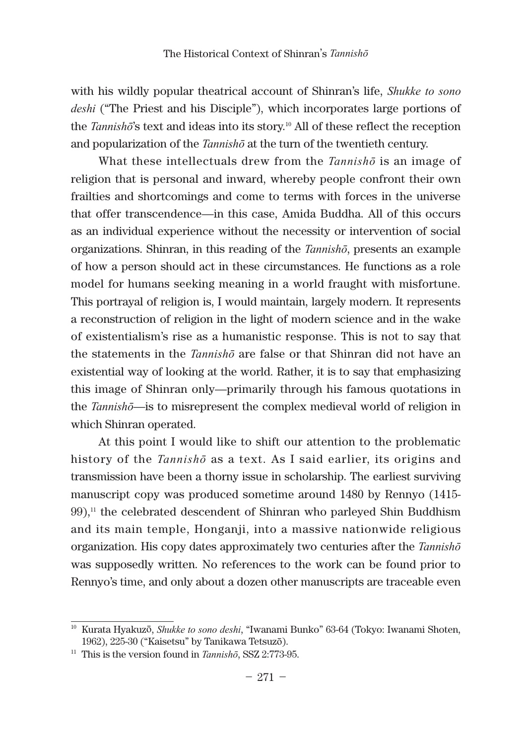with his wildly popular theatrical account of Shinran's life, *Shukke to sono deshi* ("The Priest and his Disciple"), which incorporates large portions of the *Tannishō*'s text and ideas into its story.[10] All of these reflect the reception and popularization of the *Tannishō* at the turn of the twentieth century.

What these intellectuals drew from the *Tannishō* is an image of religion that is personal and inward, whereby people confront their own frailties and shortcomings and come to terms with forces in the universe that offer transcendence—in this case, Amida Buddha. All of this occurs as an individual experience without the necessity or intervention of social organizations. Shinran, in this reading of the *Tannishō*, presents an example of how a person should act in these circumstances. He functions as a role model for humans seeking meaning in a world fraught with misfortune. This portrayal of religion is, I would maintain, largely modern. It represents a reconstruction of religion in the light of modern science and in the wake of existentialism's rise as a humanistic response. This is not to say that the statements in the *Tannishō* are false or that Shinran did not have an existential way of looking at the world. Rather, it is to say that emphasizing this image of Shinran only—primarily through his famous quotations in the *Tannishō*—is to misrepresent the complex medieval world of religion in which Shinran operated.

At this point I would like to shift our attention to the problematic history of the *Tannishō* as a text. As I said earlier, its origins and transmission have been a thorny issue in scholarship. The earliest surviving manuscript copy was produced sometime around 1480 by Rennyo (1415-99),[11] the celebrated descendent of Shinran who parleyed Shin Buddhism and its main temple, Honganji, into a massive nationwide religious organization. His copy dates approximately two centuries after the *Tannishō* was supposedly written. No references to the work can be found prior to Rennyo's time, and only about a dozen other manuscripts are traceable even

---

[10] Kurata Hyakuzō, *Shukke to sono deshi*, "Iwanami Bunko" 63-64 (Tokyo: Iwanami Shoten, 1962), 225-30 ("Kaisetsu" by Tanikawa Tetsuzō).

[11] This is the version found in *Tannishō*, SSZ 2:773-95.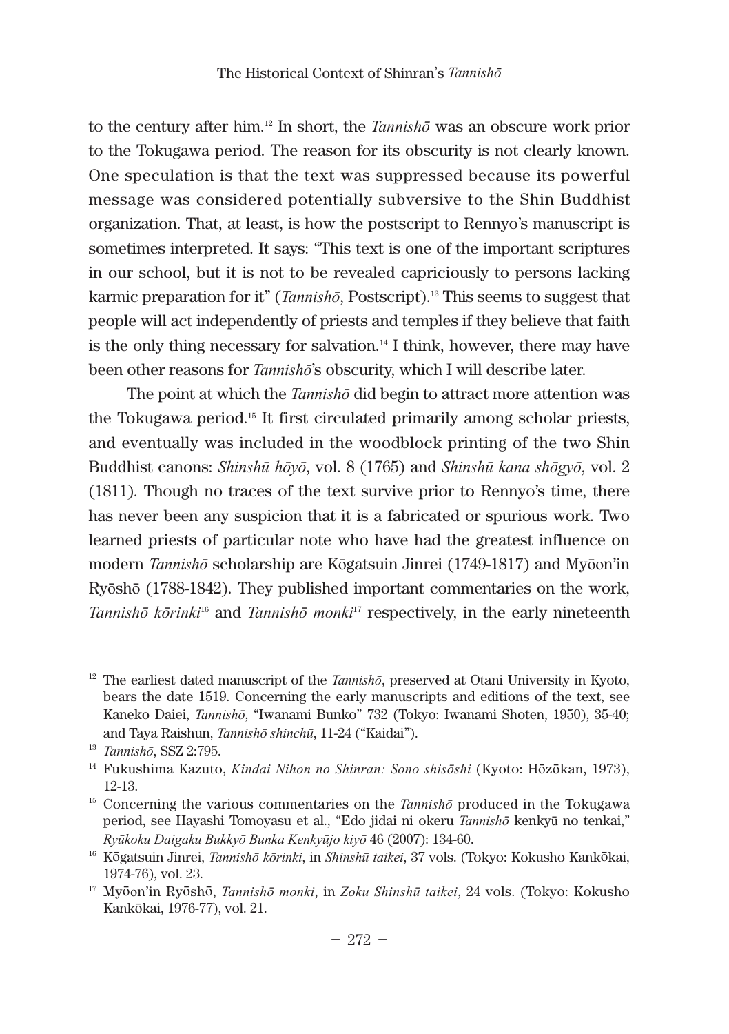to the century after him.[12] In short, the *Tannishō* was an obscure work prior to the Tokugawa period. The reason for its obscurity is not clearly known. One speculation is that the text was suppressed because its powerful message was considered potentially subversive to the Shin Buddhist organization. That, at least, is how the postscript to Rennyo's manuscript is sometimes interpreted. It says: "This text is one of the important scriptures in our school, but it is not to be revealed capriciously to persons lacking karmic preparation for it" (*Tannishō*, Postscript).[13] This seems to suggest that people will act independently of priests and temples if they believe that faith is the only thing necessary for salvation.[14] I think, however, there may have been other reasons for *Tannishō*'s obscurity, which I will describe later.

The point at which the *Tannishō* did begin to attract more attention was the Tokugawa period.[15] It first circulated primarily among scholar priests, and eventually was included in the woodblock printing of the two Shin Buddhist canons: *Shinshū hōyō*, vol. 8 (1765) and *Shinshū kana shōgyō*, vol. 2 (1811). Though no traces of the text survive prior to Rennyo's time, there has never been any suspicion that it is a fabricated or spurious work. Two learned priests of particular note who have had the greatest influence on modern *Tannishō* scholarship are Kōgatsuin Jinrei (1749-1817) and Myōon'in Ryōshō (1788-1842). They published important commentaries on the work, *Tannishō kōrinki*[16] and *Tannishō monki*[17] respectively, in the early nineteenth

---

[12] The earliest dated manuscript of the *Tannishō*, preserved at Otani University in Kyoto, bears the date 1519. Concerning the early manuscripts and editions of the text, see Kaneko Daiei, *Tannishō*, "Iwanami Bunko" 732 (Tokyo: Iwanami Shoten, 1950), 35-40; and Taya Raishun, *Tannishō shinchū*, 11-24 ("Kaidai").

[13] *Tannishō*, SSZ 2:795.

[14] Fukushima Kazuto, *Kindai Nihon no Shinran: Sono shisōshi* (Kyoto: Hōzōkan, 1973), 12-13.

[15] Concerning the various commentaries on the *Tannishō* produced in the Tokugawa period, see Hayashi Tomoyasu et al., "Edo jidai ni okeru *Tannishō* kenkyū no tenkai," *Ryūkoku Daigaku Bukkyō Bunka Kenkyūjo kiyō* 46 (2007): 134-60.

[16] Kōgatsuin Jinrei, *Tannishō kōrinki*, in *Shinshū taikei*, 37 vols. (Tokyo: Kokusho Kankōkai, 1974-76), vol. 23.

[17] Myōon'in Ryōshō, *Tannishō monki*, in *Zoku Shinshū taikei*, 24 vols. (Tokyo: Kokusho Kankōkai, 1976-77), vol. 21.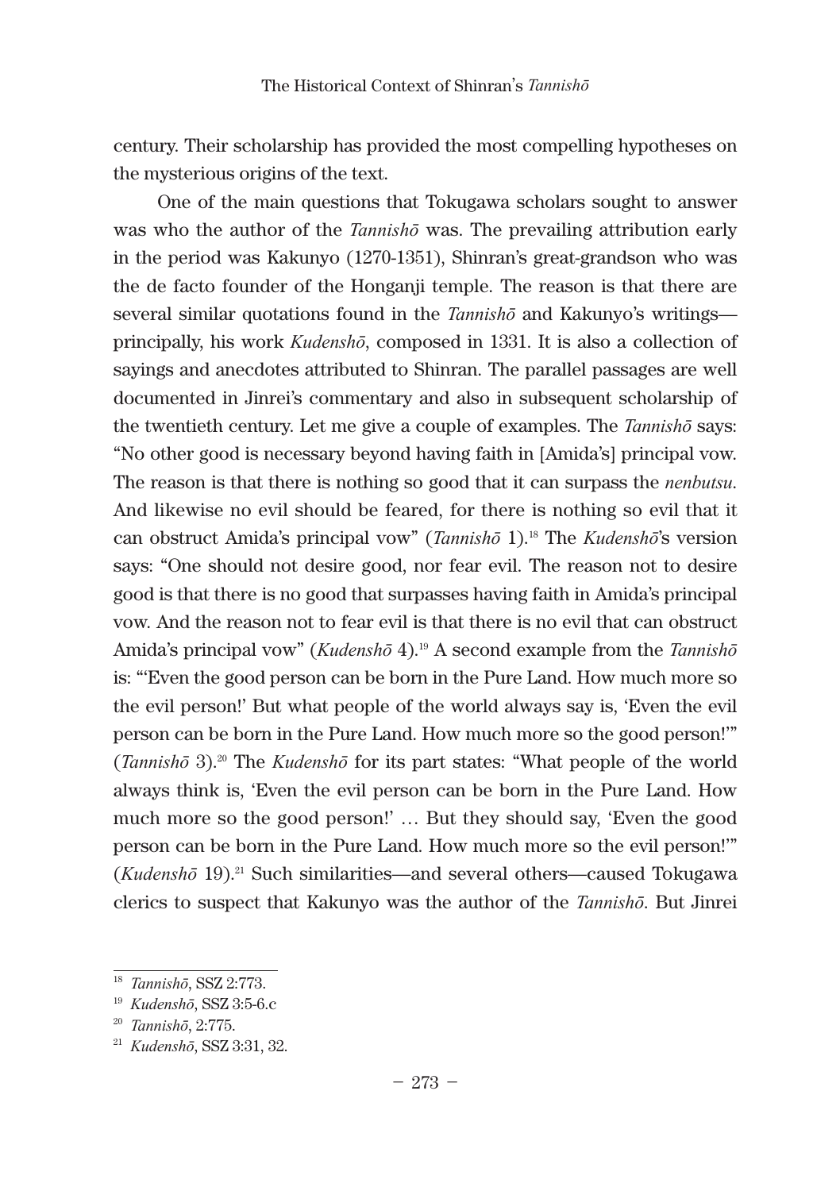century. Their scholarship has provided the most compelling hypotheses on the mysterious origins of the text.

One of the main questions that Tokugawa scholars sought to answer was who the author of the *Tannishō* was. The prevailing attribution early in the period was Kakunyo (1270-1351), Shinran's great-grandson who was the de facto founder of the Honganji temple. The reason is that there are several similar quotations found in the *Tannishō* and Kakunyo's writings—principally, his work *Kudenshō*, composed in 1331. It is also a collection of sayings and anecdotes attributed to Shinran. The parallel passages are well documented in Jinrei's commentary and also in subsequent scholarship of the twentieth century. Let me give a couple of examples. The *Tannishō* says: "No other good is necessary beyond having faith in [Amida's] principal vow. The reason is that there is nothing so good that it can surpass the *nenbutsu*. And likewise no evil should be feared, for there is nothing so evil that it can obstruct Amida's principal vow" (*Tannishō* 1).[18] The *Kudenshō*'s version says: "One should not desire good, nor fear evil. The reason not to desire good is that there is no good that surpasses having faith in Amida's principal vow. And the reason not to fear evil is that there is no evil that can obstruct Amida's principal vow" (*Kudenshō* 4).[19] A second example from the *Tannishō* is: "'Even the good person can be born in the Pure Land. How much more so the evil person!' But what people of the world always say is, 'Even the evil person can be born in the Pure Land. How much more so the good person!'" (*Tannishō* 3).[20] The *Kudenshō* for its part states: "What people of the world always think is, 'Even the evil person can be born in the Pure Land. How much more so the good person!' … But they should say, 'Even the good person can be born in the Pure Land. How much more so the evil person!'" (*Kudenshō* 19).[21] Such similarities—and several others—caused Tokugawa clerics to suspect that Kakunyo was the author of the *Tannishō*. But Jinrei

---

[18] *Tannishō*, SSZ 2:773.

[19] *Kudenshō*, SSZ 3:5-6.c

[20] *Tannishō*, 2:775.

[21] *Kudenshō*, SSZ 3:31, 32.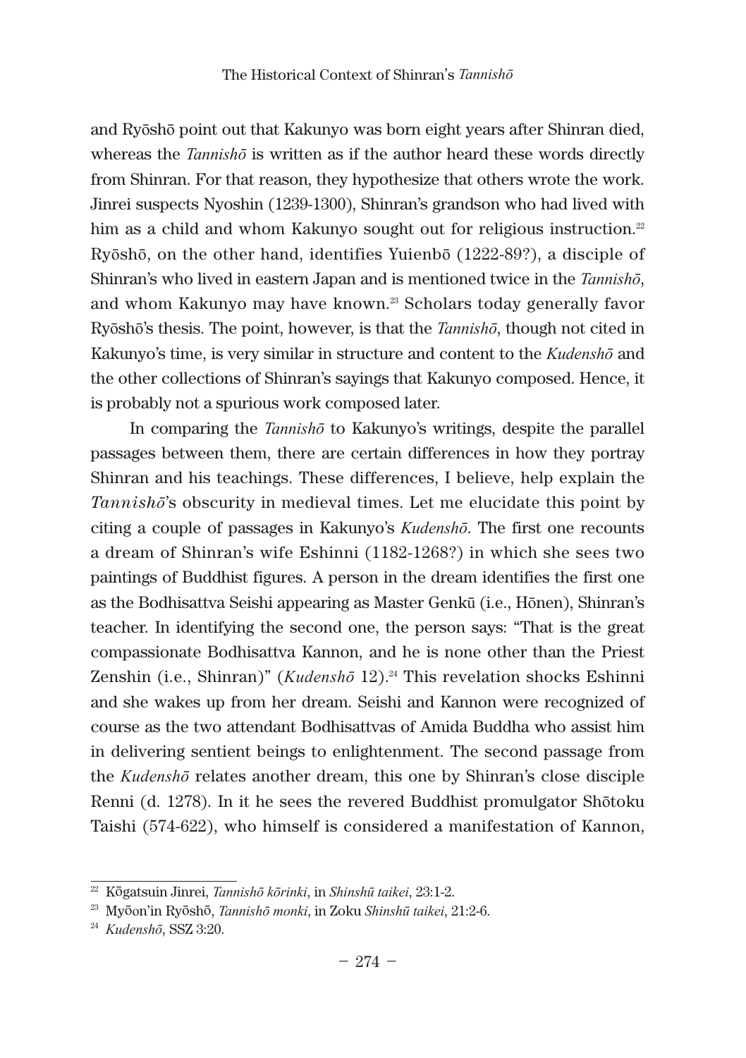and Ryōshō point out that Kakunyo was born eight years after Shinran died, whereas the *Tannishō* is written as if the author heard these words directly from Shinran. For that reason, they hypothesize that others wrote the work. Jinrei suspects Nyoshin (1239-1300), Shinran's grandson who had lived with him as a child and whom Kakunyo sought out for religious instruction.[22] Ryōshō, on the other hand, identifies Yuienbō (1222-89?), a disciple of Shinran's who lived in eastern Japan and is mentioned twice in the *Tannishō*, and whom Kakunyo may have known.[23] Scholars today generally favor Ryōshō's thesis. The point, however, is that the *Tannishō*, though not cited in Kakunyo's time, is very similar in structure and content to the *Kudenshō* and the other collections of Shinran's sayings that Kakunyo composed. Hence, it is probably not a spurious work composed later.

In comparing the *Tannishō* to Kakunyo's writings, despite the parallel passages between them, there are certain differences in how they portray Shinran and his teachings. These differences, I believe, help explain the *Tannishō*'s obscurity in medieval times. Let me elucidate this point by citing a couple of passages in Kakunyo's *Kudenshō*. The first one recounts a dream of Shinran's wife Eshinni (1182-1268?) in which she sees two paintings of Buddhist figures. A person in the dream identifies the first one as the Bodhisattva Seishi appearing as Master Genkū (i.e., Hōnen), Shinran's teacher. In identifying the second one, the person says: "That is the great compassionate Bodhisattva Kannon, and he is none other than the Priest Zenshin (i.e., Shinran)" (*Kudenshō* 12).[24] This revelation shocks Eshinni and she wakes up from her dream. Seishi and Kannon were recognized of course as the two attendant Bodhisattvas of Amida Buddha who assist him in delivering sentient beings to enlightenment. The second passage from the *Kudenshō* relates another dream, this one by Shinran's close disciple Renni (d. 1278). In it he sees the revered Buddhist promulgator Shōtoku Taishi (574-622), who himself is considered a manifestation of Kannon,

---

[22] Kōgatsuin Jinrei, *Tannishō kōrinki*, in *Shinshū taikei*, 23:1-2.

[23] Myōon'in Ryōshō, *Tannishō monki*, in Zoku *Shinshū taikei*, 21:2-6.

[24] *Kudenshō*, SSZ 3:20.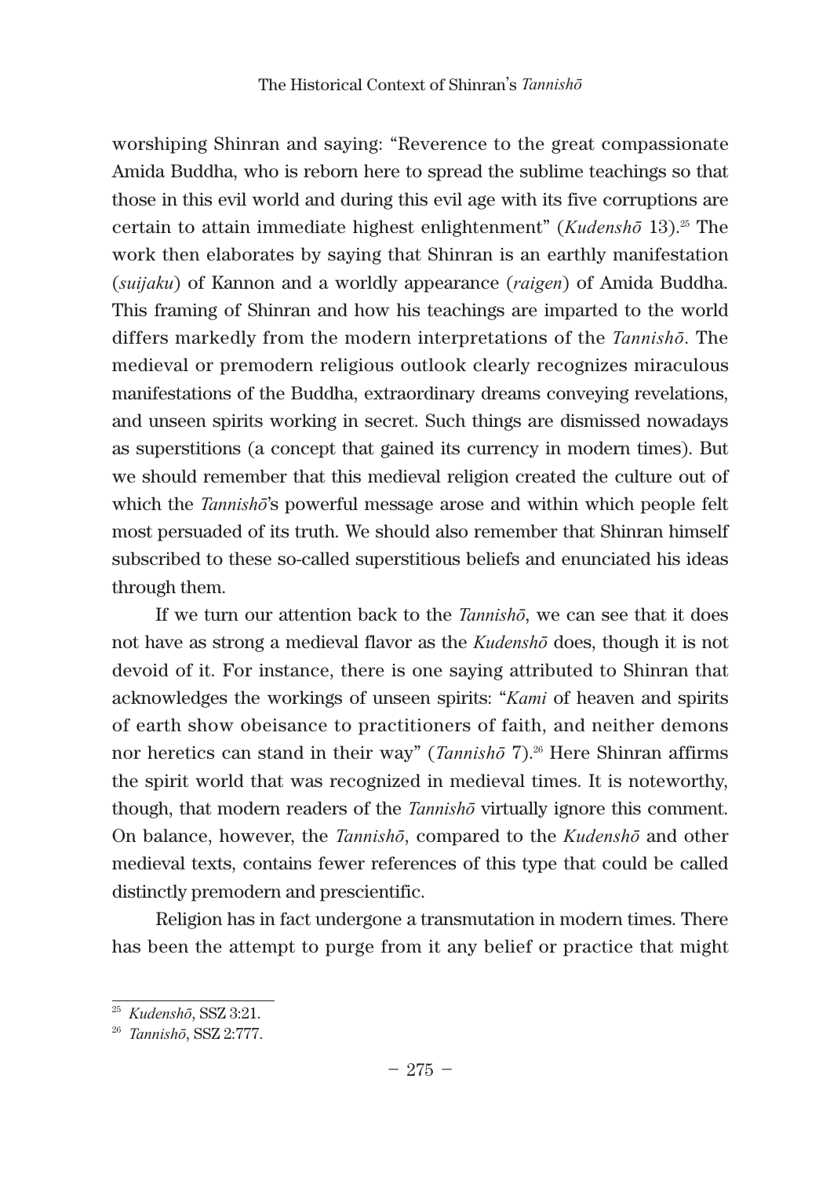worshiping Shinran and saying: "Reverence to the great compassionate Amida Buddha, who is reborn here to spread the sublime teachings so that those in this evil world and during this evil age with its five corruptions are certain to attain immediate highest enlightenment" (*Kudenshō* 13).[25] The work then elaborates by saying that Shinran is an earthly manifestation (*suijaku*) of Kannon and a worldly appearance (*raigen*) of Amida Buddha. This framing of Shinran and how his teachings are imparted to the world differs markedly from the modern interpretations of the *Tannishō*. The medieval or premodern religious outlook clearly recognizes miraculous manifestations of the Buddha, extraordinary dreams conveying revelations, and unseen spirits working in secret. Such things are dismissed nowadays as superstitions (a concept that gained its currency in modern times). But we should remember that this medieval religion created the culture out of which the *Tannishō*'s powerful message arose and within which people felt most persuaded of its truth. We should also remember that Shinran himself subscribed to these so-called superstitious beliefs and enunciated his ideas through them.

If we turn our attention back to the *Tannishō*, we can see that it does not have as strong a medieval flavor as the *Kudenshō* does, though it is not devoid of it. For instance, there is one saying attributed to Shinran that acknowledges the workings of unseen spirits: "*Kami* of heaven and spirits of earth show obeisance to practitioners of faith, and neither demons nor heretics can stand in their way" (*Tannishō* 7).[26] Here Shinran affirms the spirit world that was recognized in medieval times. It is noteworthy, though, that modern readers of the *Tannishō* virtually ignore this comment. On balance, however, the *Tannishō*, compared to the *Kudenshō* and other medieval texts, contains fewer references of this type that could be called distinctly premodern and prescientific.

Religion has in fact undergone a transmutation in modern times. There has been the attempt to purge from it any belief or practice that might

[25] *Kudenshō*, SSZ 3:21.

[26] *Tannishō*, SSZ 2:777.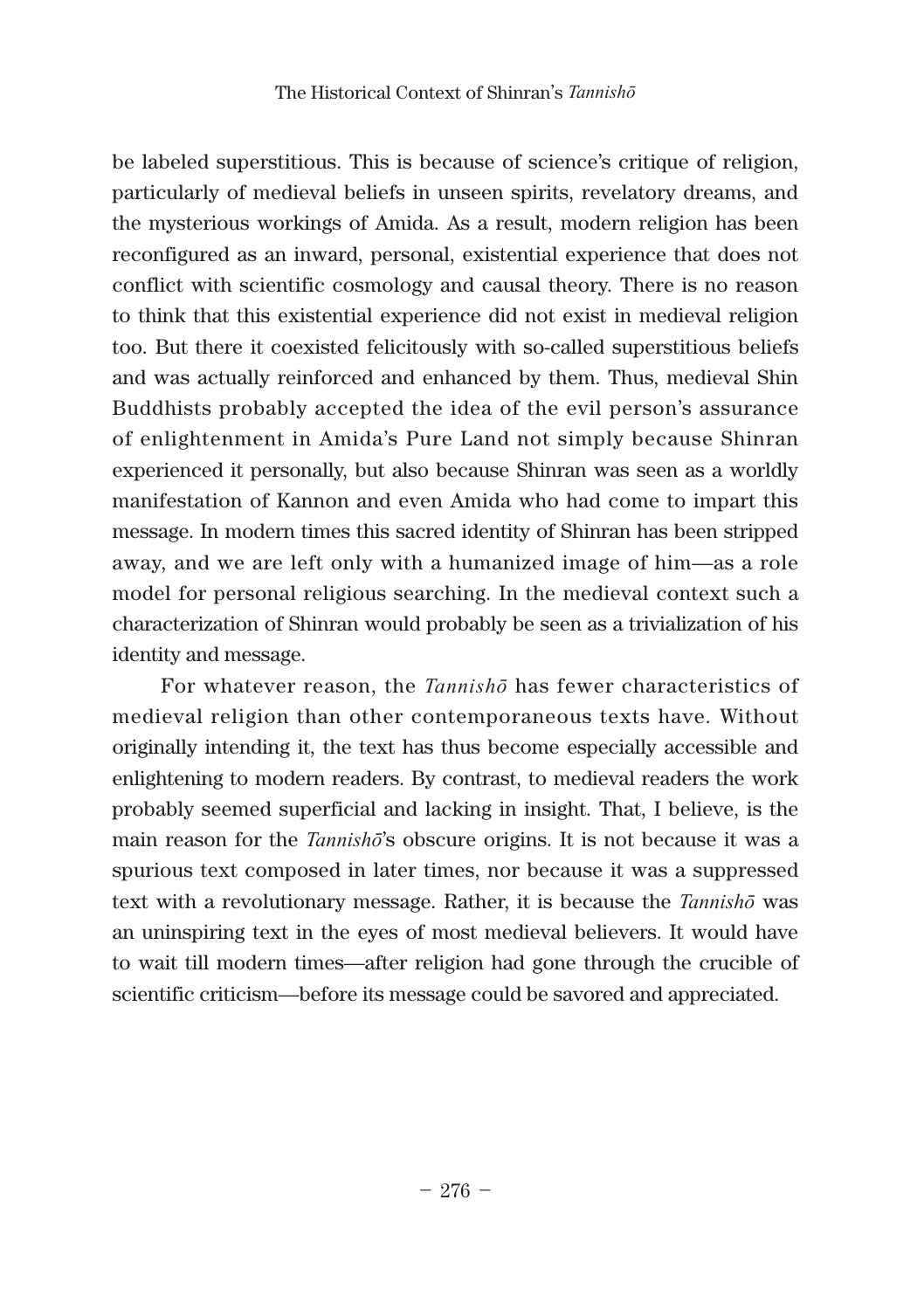be labeled superstitious. This is because of science's critique of religion, particularly of medieval beliefs in unseen spirits, revelatory dreams, and the mysterious workings of Amida. As a result, modern religion has been reconfigured as an inward, personal, existential experience that does not conflict with scientific cosmology and causal theory. There is no reason to think that this existential experience did not exist in medieval religion too. But there it coexisted felicitously with so-called superstitious beliefs and was actually reinforced and enhanced by them. Thus, medieval Shin Buddhists probably accepted the idea of the evil person's assurance of enlightenment in Amida's Pure Land not simply because Shinran experienced it personally, but also because Shinran was seen as a worldly manifestation of Kannon and even Amida who had come to impart this message. In modern times this sacred identity of Shinran has been stripped away, and we are left only with a humanized image of him—as a role model for personal religious searching. In the medieval context such a characterization of Shinran would probably be seen as a trivialization of his identity and message.

For whatever reason, the *Tannishō* has fewer characteristics of medieval religion than other contemporaneous texts have. Without originally intending it, the text has thus become especially accessible and enlightening to modern readers. By contrast, to medieval readers the work probably seemed superficial and lacking in insight. That, I believe, is the main reason for the *Tannishō*'s obscure origins. It is not because it was a spurious text composed in later times, nor because it was a suppressed text with a revolutionary message. Rather, it is because the *Tannishō* was an uninspiring text in the eyes of most medieval believers. It would have to wait till modern times—after religion had gone through the crucible of scientific criticism—before its message could be savored and appreciated.